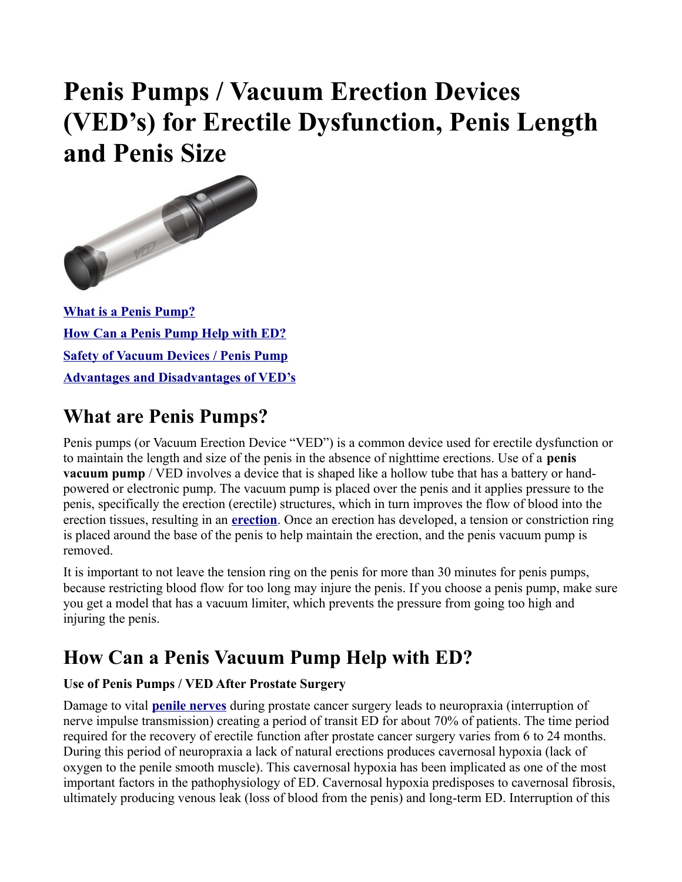# Penis Pumps / Vacuum Erection Devices (VED's) for Erectile Dysfunction, Penis Length and Penis Size

**[What is a Penis Pump?](#)**

**[How Can a Penis Pump Help with ED?](#)**

**[Safety of Vacuum Devices / Penis Pump](#)**

**[Advantages and Disadvantages of VED's](#)**

## What are Penis Pumps?

Penis pumps (or Vacuum Erection Device "VED") is a common device used for erectile dysfunction or to maintain the length and size of the penis in the absence of nighttime erections. Use of a **penis vacuum pump** / VED involves a device that is shaped like a hollow tube that has a battery or hand-powered or electronic pump. The vacuum pump is placed over the penis and it applies pressure to the penis, specifically the erection (erectile) structures, which in turn improves the flow of blood into the erection tissues, resulting in an **erection**. Once an erection has developed, a tension or constriction ring is placed around the base of the penis to help maintain the erection, and the penis vacuum pump is removed.

It is important to not leave the tension ring on the penis for more than 30 minutes for penis pumps, because restricting blood flow for too long may injure the penis. If you choose a penis pump, make sure you get a model that has a vacuum limiter, which prevents the pressure from going too high and injuring the penis.

## How Can a Penis Vacuum Pump Help with ED?

**Use of Penis Pumps / VED After Prostate Surgery**

Damage to vital **penile nerves** during prostate cancer surgery leads to neuropraxia (interruption of nerve impulse transmission) creating a period of transit ED for about 70% of patients. The time period required for the recovery of erectile function after prostate cancer surgery varies from 6 to 24 months. During this period of neuropraxia a lack of natural erections produces cavernosal hypoxia (lack of oxygen to the penile smooth muscle). This cavernosal hypoxia has been implicated as one of the most important factors in the pathophysiology of ED. Cavernosal hypoxia predisposes to cavernosal fibrosis, ultimately producing venous leak (loss of blood from the penis) and long-term ED. Interruption of this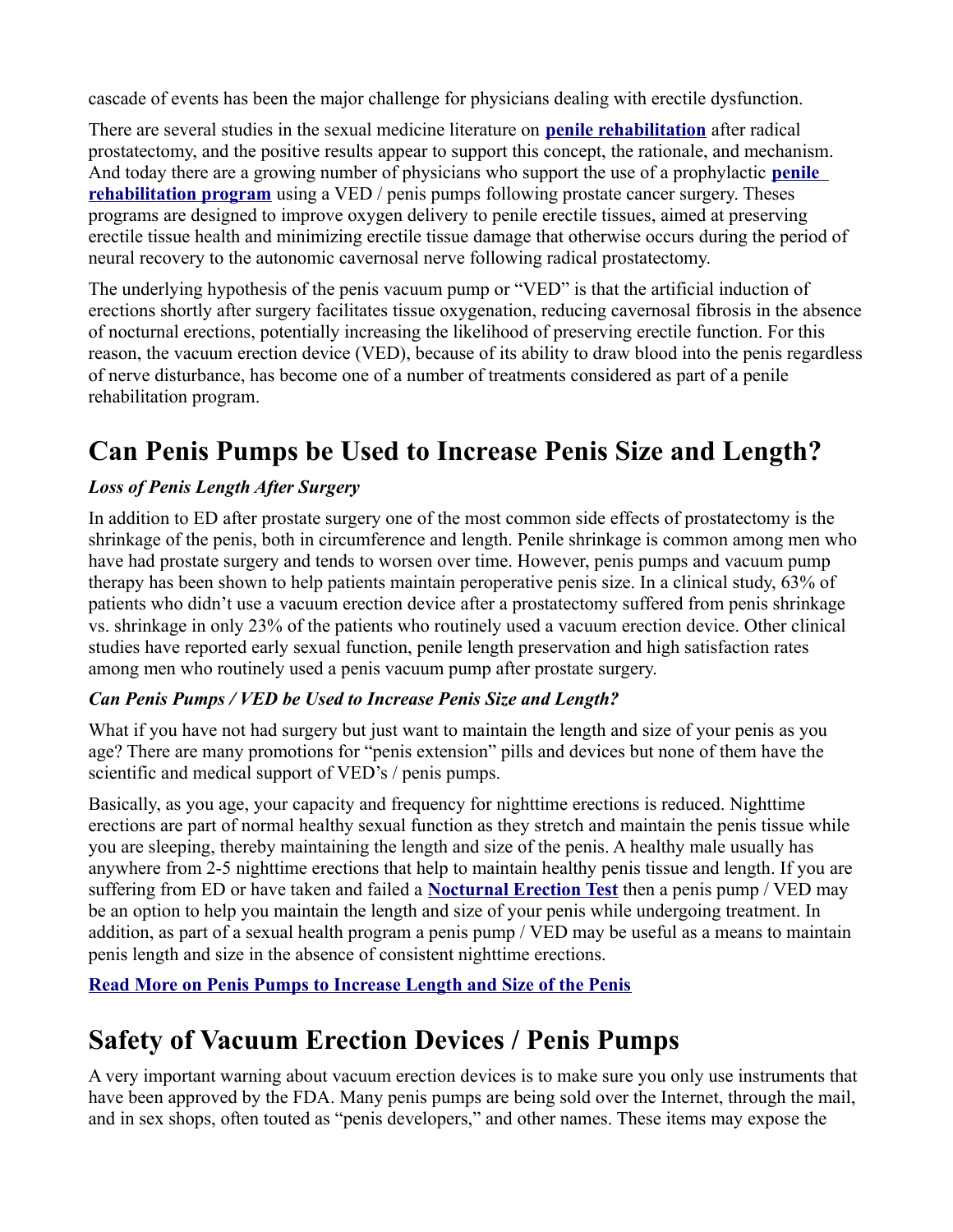cascade of events has been the major challenge for physicians dealing with erectile dysfunction.

There are several studies in the sexual medicine literature on **penile rehabilitation** after radical prostatectomy, and the positive results appear to support this concept, the rationale, and mechanism. And today there are a growing number of physicians who support the use of a prophylactic **penile rehabilitation program** using a VED / penis pumps following prostate cancer surgery. Theses programs are designed to improve oxygen delivery to penile erectile tissues, aimed at preserving erectile tissue health and minimizing erectile tissue damage that otherwise occurs during the period of neural recovery to the autonomic cavernosal nerve following radical prostatectomy.

The underlying hypothesis of the penis vacuum pump or "VED" is that the artificial induction of erections shortly after surgery facilitates tissue oxygenation, reducing cavernosal fibrosis in the absence of nocturnal erections, potentially increasing the likelihood of preserving erectile function. For this reason, the vacuum erection device (VED), because of its ability to draw blood into the penis regardless of nerve disturbance, has become one of a number of treatments considered as part of a penile rehabilitation program.

# Can Penis Pumps be Used to Increase Penis Size and Length?

***Loss of Penis Length After Surgery***

In addition to ED after prostate surgery one of the most common side effects of prostatectomy is the shrinkage of the penis, both in circumference and length. Penile shrinkage is common among men who have had prostate surgery and tends to worsen over time. However, penis pumps and vacuum pump therapy has been shown to help patients maintain peroperative penis size. In a clinical study, 63% of patients who didn't use a vacuum erection device after a prostatectomy suffered from penis shrinkage vs. shrinkage in only 23% of the patients who routinely used a vacuum erection device. Other clinical studies have reported early sexual function, penile length preservation and high satisfaction rates among men who routinely used a penis vacuum pump after prostate surgery.

***Can Penis Pumps / VED be Used to Increase Penis Size and Length?***

What if you have not had surgery but just want to maintain the length and size of your penis as you age? There are many promotions for "penis extension" pills and devices but none of them have the scientific and medical support of VED's / penis pumps.

Basically, as you age, your capacity and frequency for nighttime erections is reduced. Nighttime erections are part of normal healthy sexual function as they stretch and maintain the penis tissue while you are sleeping, thereby maintaining the length and size of the penis. A healthy male usually has anywhere from 2-5 nighttime erections that help to maintain healthy penis tissue and length. If you are suffering from ED or have taken and failed a **Nocturnal Erection Test** then a penis pump / VED may be an option to help you maintain the length and size of your penis while undergoing treatment. In addition, as part of a sexual health program a penis pump / VED may be useful as a means to maintain penis length and size in the absence of consistent nighttime erections.

**Read More on Penis Pumps to Increase Length and Size of the Penis**

# Safety of Vacuum Erection Devices / Penis Pumps

A very important warning about vacuum erection devices is to make sure you only use instruments that have been approved by the FDA. Many penis pumps are being sold over the Internet, through the mail, and in sex shops, often touted as "penis developers," and other names. These items may expose the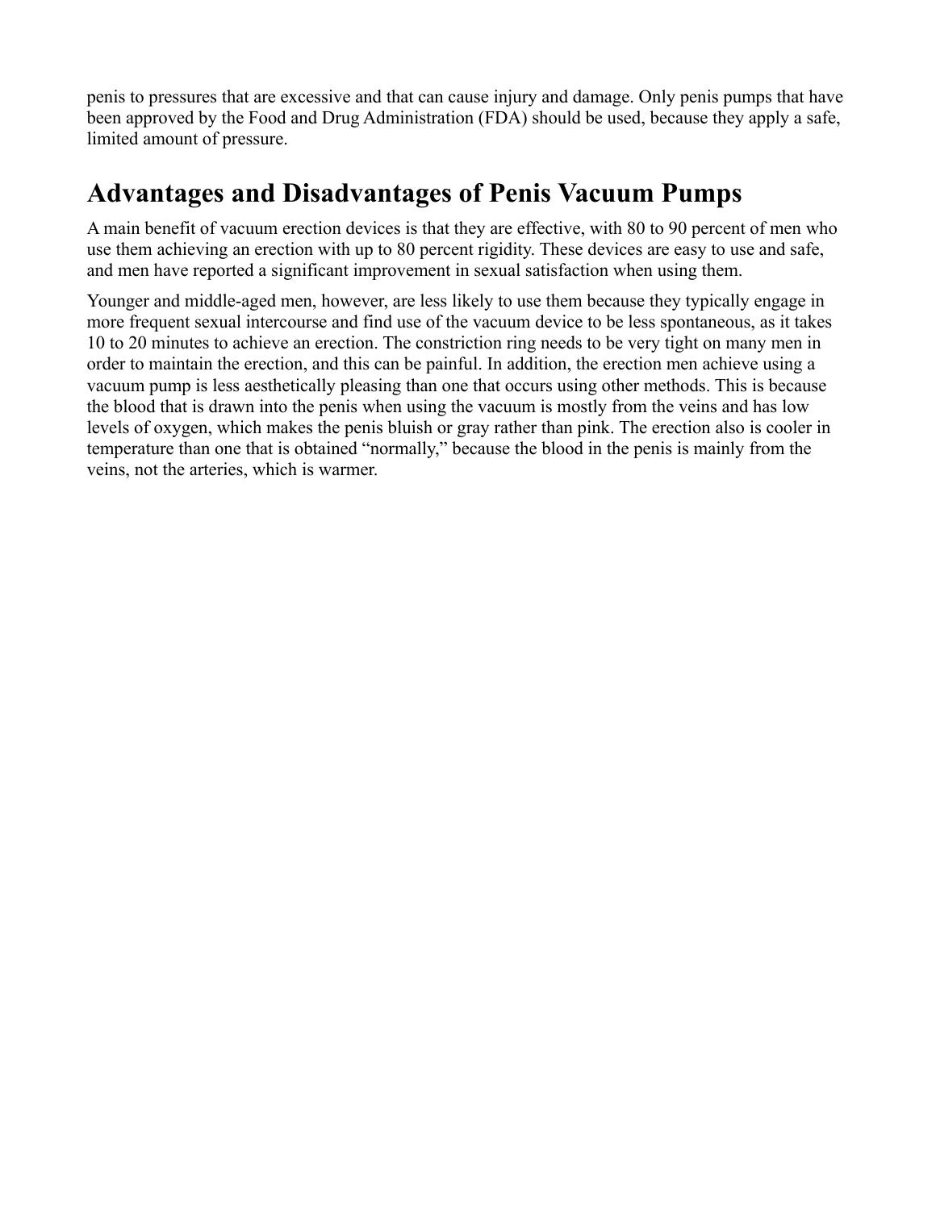penis to pressures that are excessive and that can cause injury and damage. Only penis pumps that have been approved by the Food and Drug Administration (FDA) should be used, because they apply a safe, limited amount of pressure.

## Advantages and Disadvantages of Penis Vacuum Pumps

A main benefit of vacuum erection devices is that they are effective, with 80 to 90 percent of men who use them achieving an erection with up to 80 percent rigidity. These devices are easy to use and safe, and men have reported a significant improvement in sexual satisfaction when using them.

Younger and middle-aged men, however, are less likely to use them because they typically engage in more frequent sexual intercourse and find use of the vacuum device to be less spontaneous, as it takes 10 to 20 minutes to achieve an erection. The constriction ring needs to be very tight on many men in order to maintain the erection, and this can be painful. In addition, the erection men achieve using a vacuum pump is less aesthetically pleasing than one that occurs using other methods. This is because the blood that is drawn into the penis when using the vacuum is mostly from the veins and has low levels of oxygen, which makes the penis bluish or gray rather than pink. The erection also is cooler in temperature than one that is obtained "normally," because the blood in the penis is mainly from the veins, not the arteries, which is warmer.